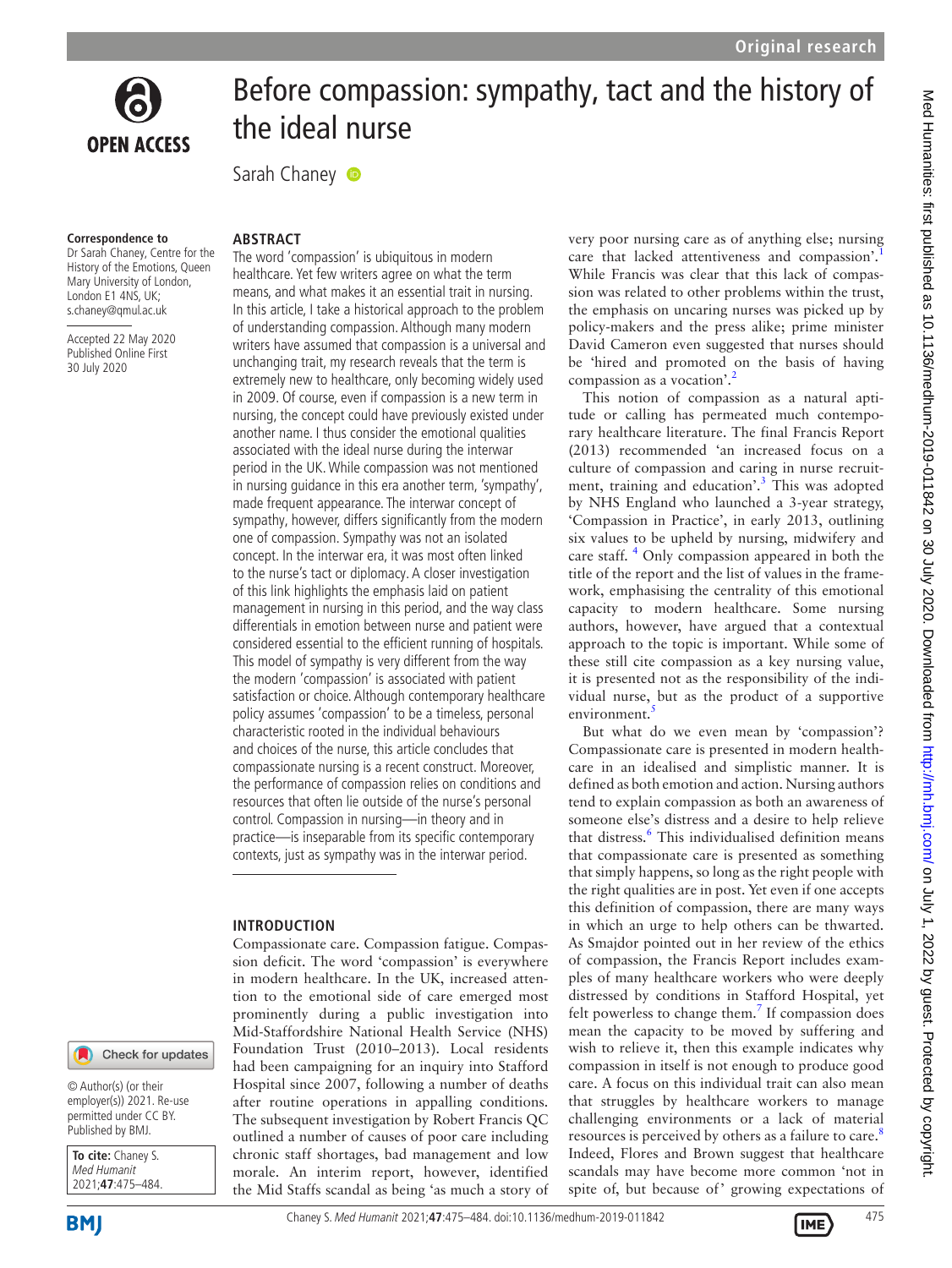# Before compassion: sympathy, tact and the history of the ideal nurse

Sarah Chaney

**Correspondence to**
Dr Sarah Chaney, Centre for the History of the Emotions, Queen Mary University of London, London E1 4NS, UK; s.chaney@qmul.ac.uk

Accepted 22 May 2020
Published Online First 30 July 2020

© Author(s) (or their employer(s)) 2021. Re-use permitted under CC BY. Published by BMJ.

**To cite:** Chaney S. *Med Humanit* 2021;**47**:475–484.

## ABSTRACT

The word 'compassion' is ubiquitous in modern healthcare. Yet few writers agree on what the term means, and what makes it an essential trait in nursing. In this article, I take a historical approach to the problem of understanding compassion. Although many modern writers have assumed that compassion is a universal and unchanging trait, my research reveals that the term is extremely new to healthcare, only becoming widely used in 2009. Of course, even if compassion is a new term in nursing, the concept could have previously existed under another name. I thus consider the emotional qualities associated with the ideal nurse during the interwar period in the UK. While compassion was not mentioned in nursing guidance in this era another term, 'sympathy', made frequent appearance. The interwar concept of sympathy, however, differs significantly from the modern one of compassion. Sympathy was not an isolated concept. In the interwar era, it was most often linked to the nurse's tact or diplomacy. A closer investigation of this link highlights the emphasis laid on patient management in nursing in this period, and the way class differentials in emotion between nurse and patient were considered essential to the efficient running of hospitals. This model of sympathy is very different from the way the modern 'compassion' is associated with patient satisfaction or choice. Although contemporary healthcare policy assumes 'compassion' to be a timeless, personal characteristic rooted in the individual behaviours and choices of the nurse, this article concludes that compassionate nursing is a recent construct. Moreover, the performance of compassion relies on conditions and resources that often lie outside of the nurse's personal control. Compassion in nursing—in theory and in practice—is inseparable from its specific contemporary contexts, just as sympathy was in the interwar period.

## INTRODUCTION

Compassionate care. Compassion fatigue. Compassion deficit. The word 'compassion' is everywhere in modern healthcare. In the UK, increased attention to the emotional side of care emerged most prominently during a public investigation into Mid-Staffordshire National Health Service (NHS) Foundation Trust (2010–2013). Local residents had been campaigning for an inquiry into Stafford Hospital since 2007, following a number of deaths after routine operations in appalling conditions. The subsequent investigation by Robert Francis QC outlined a number of causes of poor care including chronic staff shortages, bad management and low morale. An interim report, however, identified the Mid Staffs scandal as being 'as much a story of very poor nursing care as of anything else; nursing care that lacked attentiveness and compassion'.[1] While Francis was clear that this lack of compassion was related to other problems within the trust, the emphasis on uncaring nurses was picked up by policy-makers and the press alike; prime minister David Cameron even suggested that nurses should be 'hired and promoted on the basis of having compassion as a vocation'.[2]

This notion of compassion as a natural aptitude or calling has permeated much contemporary healthcare literature. The final Francis Report (2013) recommended 'an increased focus on a culture of compassion and caring in nurse recruitment, training and education'.[3] This was adopted by NHS England who launched a 3-year strategy, 'Compassion in Practice', in early 2013, outlining six values to be upheld by nursing, midwifery and care staff. [4] Only compassion appeared in both the title of the report and the list of values in the framework, emphasising the centrality of this emotional capacity to modern healthcare. Some nursing authors, however, have argued that a contextual approach to the topic is important. While some of these still cite compassion as a key nursing value, it is presented not as the responsibility of the individual nurse, but as the product of a supportive environment.[5]

But what do we even mean by 'compassion'? Compassionate care is presented in modern healthcare in an idealised and simplistic manner. It is defined as both emotion and action. Nursing authors tend to explain compassion as both an awareness of someone else's distress and a desire to help relieve that distress.[6] This individualised definition means that compassionate care is presented as something that simply happens, so long as the right people with the right qualities are in post. Yet even if one accepts this definition of compassion, there are many ways in which an urge to help others can be thwarted. As Smajdor pointed out in her review of the ethics of compassion, the Francis Report includes examples of many healthcare workers who were deeply distressed by conditions in Stafford Hospital, yet felt powerless to change them.[7] If compassion does mean the capacity to be moved by suffering and wish to relieve it, then this example indicates why compassion in itself is not enough to produce good care. A focus on this individual trait can also mean that struggles by healthcare workers to manage challenging environments or a lack of material resources is perceived by others as a failure to care.[8] Indeed, Flores and Brown suggest that healthcare scandals may have become more common 'not in spite of, but because of' growing expectations of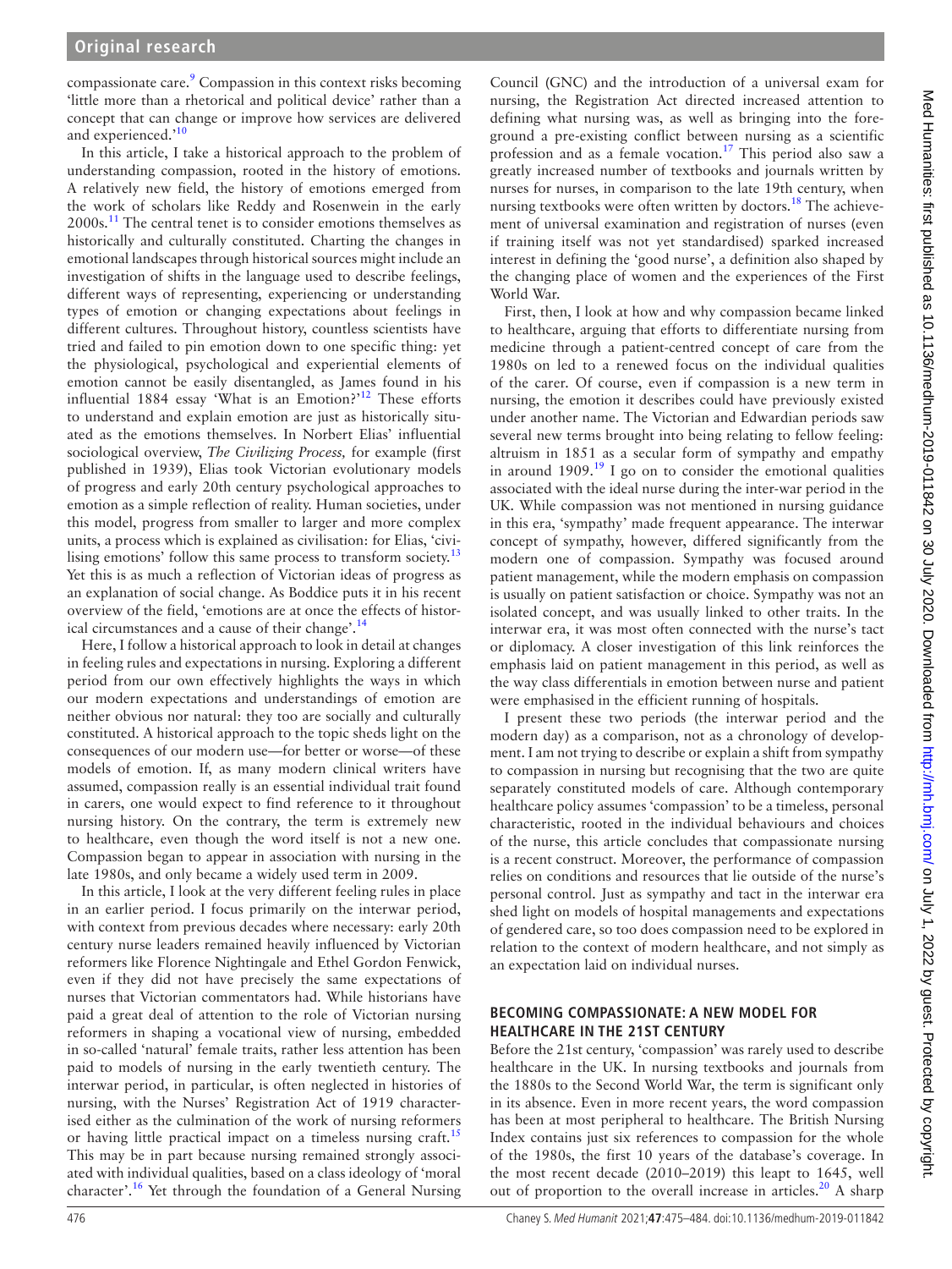compassionate care.[9] Compassion in this context risks becoming 'little more than a rhetorical and political device' rather than a concept that can change or improve how services are delivered and experienced.'[10]

In this article, I take a historical approach to the problem of understanding compassion, rooted in the history of emotions. A relatively new field, the history of emotions emerged from the work of scholars like Reddy and Rosenwein in the early 2000s.[11] The central tenet is to consider emotions themselves as historically and culturally constituted. Charting the changes in emotional landscapes through historical sources might include an investigation of shifts in the language used to describe feelings, different ways of representing, experiencing or understanding types of emotion or changing expectations about feelings in different cultures. Throughout history, countless scientists have tried and failed to pin emotion down to one specific thing: yet the physiological, psychological and experiential elements of emotion cannot be easily disentangled, as James found in his influential 1884 essay 'What is an Emotion?'[12] These efforts to understand and explain emotion are just as historically situated as the emotions themselves. In Norbert Elias' influential sociological overview, *The Civilizing Process,* for example (first published in 1939), Elias took Victorian evolutionary models of progress and early 20th century psychological approaches to emotion as a simple reflection of reality. Human societies, under this model, progress from smaller to larger and more complex units, a process which is explained as civilisation: for Elias, 'civilising emotions' follow this same process to transform society.[13] Yet this is as much a reflection of Victorian ideas of progress as an explanation of social change. As Boddice puts it in his recent overview of the field, 'emotions are at once the effects of historical circumstances and a cause of their change'.[14]

Here, I follow a historical approach to look in detail at changes in feeling rules and expectations in nursing. Exploring a different period from our own effectively highlights the ways in which our modern expectations and understandings of emotion are neither obvious nor natural: they too are socially and culturally constituted. A historical approach to the topic sheds light on the consequences of our modern use—for better or worse—of these models of emotion. If, as many modern clinical writers have assumed, compassion really is an essential individual trait found in carers, one would expect to find reference to it throughout nursing history. On the contrary, the term is extremely new to healthcare, even though the word itself is not a new one. Compassion began to appear in association with nursing in the late 1980s, and only became a widely used term in 2009.

In this article, I look at the very different feeling rules in place in an earlier period. I focus primarily on the interwar period, with context from previous decades where necessary: early 20th century nurse leaders remained heavily influenced by Victorian reformers like Florence Nightingale and Ethel Gordon Fenwick, even if they did not have precisely the same expectations of nurses that Victorian commentators had. While historians have paid a great deal of attention to the role of Victorian nursing reformers in shaping a vocational view of nursing, embedded in so-called 'natural' female traits, rather less attention has been paid to models of nursing in the early twentieth century. The interwar period, in particular, is often neglected in histories of nursing, with the Nurses' Registration Act of 1919 characterised either as the culmination of the work of nursing reformers or having little practical impact on a timeless nursing craft.[15] This may be in part because nursing remained strongly associated with individual qualities, based on a class ideology of 'moral character'.[16] Yet through the foundation of a General Nursing Council (GNC) and the introduction of a universal exam for nursing, the Registration Act directed increased attention to defining what nursing was, as well as bringing into the foreground a pre-existing conflict between nursing as a scientific profession and as a female vocation.[17] This period also saw a greatly increased number of textbooks and journals written by nurses for nurses, in comparison to the late 19th century, when nursing textbooks were often written by doctors.[18] The achievement of universal examination and registration of nurses (even if training itself was not yet standardised) sparked increased interest in defining the 'good nurse', a definition also shaped by the changing place of women and the experiences of the First World War.

First, then, I look at how and why compassion became linked to healthcare, arguing that efforts to differentiate nursing from medicine through a patient-centred concept of care from the 1980s on led to a renewed focus on the individual qualities of the carer. Of course, even if compassion is a new term in nursing, the emotion it describes could have previously existed under another name. The Victorian and Edwardian periods saw several new terms brought into being relating to fellow feeling: altruism in 1851 as a secular form of sympathy and empathy in around 1909.[19] I go on to consider the emotional qualities associated with the ideal nurse during the inter-war period in the UK. While compassion was not mentioned in nursing guidance in this era, 'sympathy' made frequent appearance. The interwar concept of sympathy, however, differed significantly from the modern one of compassion. Sympathy was focused around patient management, while the modern emphasis on compassion is usually on patient satisfaction or choice. Sympathy was not an isolated concept, and was usually linked to other traits. In the interwar era, it was most often connected with the nurse's tact or diplomacy. A closer investigation of this link reinforces the emphasis laid on patient management in this period, as well as the way class differentials in emotion between nurse and patient were emphasised in the efficient running of hospitals.

I present these two periods (the interwar period and the modern day) as a comparison, not as a chronology of development. I am not trying to describe or explain a shift from sympathy to compassion in nursing but recognising that the two are quite separately constituted models of care. Although contemporary healthcare policy assumes 'compassion' to be a timeless, personal characteristic, rooted in the individual behaviours and choices of the nurse, this article concludes that compassionate nursing is a recent construct. Moreover, the performance of compassion relies on conditions and resources that lie outside of the nurse's personal control. Just as sympathy and tact in the interwar era shed light on models of hospital managements and expectations of gendered care, so too does compassion need to be explored in relation to the context of modern healthcare, and not simply as an expectation laid on individual nurses.

## BECOMING COMPASSIONATE: A NEW MODEL FOR HEALTHCARE IN THE 21ST CENTURY

Before the 21st century, 'compassion' was rarely used to describe healthcare in the UK. In nursing textbooks and journals from the 1880s to the Second World War, the term is significant only in its absence. Even in more recent years, the word compassion has been at most peripheral to healthcare. The British Nursing Index contains just six references to compassion for the whole of the 1980s, the first 10 years of the database's coverage. In the most recent decade (2010–2019) this leapt to 1645, well out of proportion to the overall increase in articles.[20] A sharp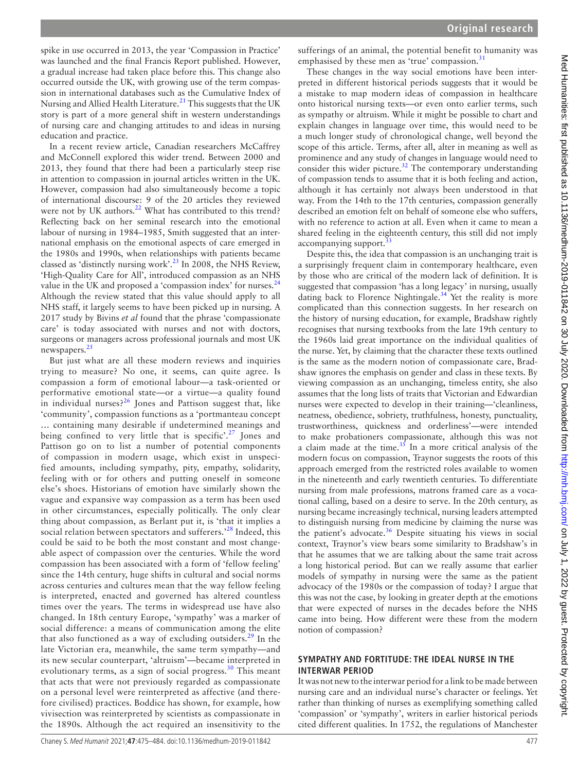spike in use occurred in 2013, the year 'Compassion in Practice' was launched and the final Francis Report published. However, a gradual increase had taken place before this. This change also occurred outside the UK, with growing use of the term compassion in international databases such as the Cumulative Index of Nursing and Allied Health Literature.[21] This suggests that the UK story is part of a more general shift in western understandings of nursing care and changing attitudes to and ideas in nursing education and practice.

In a recent review article, Canadian researchers McCaffrey and McConnell explored this wider trend. Between 2000 and 2013, they found that there had been a particularly steep rise in attention to compassion in journal articles written in the UK. However, compassion had also simultaneously become a topic of international discourse: 9 of the 20 articles they reviewed were not by UK authors.[22] What has contributed to this trend? Reflecting back on her seminal research into the emotional labour of nursing in 1984–1985, Smith suggested that an international emphasis on the emotional aspects of care emerged in the 1980s and 1990s, when relationships with patients became classed as 'distinctly nursing work'.[23] In 2008, the NHS Review, 'High-Quality Care for All', introduced compassion as an NHS value in the UK and proposed a 'compassion index' for nurses.[24] Although the review stated that this value should apply to all NHS staff, it largely seems to have been picked up in nursing. A 2017 study by Bivins *et al* found that the phrase 'compassionate care' is today associated with nurses and not with doctors, surgeons or managers across professional journals and most UK newspapers.[25]

But just what are all these modern reviews and inquiries trying to measure? No one, it seems, can quite agree. Is compassion a form of emotional labour—a task-oriented or performative emotional state—or a virtue—a quality found in individual nurses?[26] Jones and Pattison suggest that, like 'community', compassion functions as a 'portmanteau concept … containing many desirable if undetermined meanings and being confined to very little that is specific'.[27] Jones and Pattison go on to list a number of potential components of compassion in modern usage, which exist in unspecified amounts, including sympathy, pity, empathy, solidarity, feeling with or for others and putting oneself in someone else's shoes. Historians of emotion have similarly shown the vague and expansive way compassion as a term has been used in other circumstances, especially politically. The only clear thing about compassion, as Berlant put it, is 'that it implies a social relation between spectators and sufferers.'[28] Indeed, this could be said to be both the most constant and most changeable aspect of compassion over the centuries. While the word compassion has been associated with a form of 'fellow feeling' since the 14th century, huge shifts in cultural and social norms across centuries and cultures mean that the way fellow feeling is interpreted, enacted and governed has altered countless times over the years. The terms in widespread use have also changed. In 18th century Europe, 'sympathy' was a marker of social difference: a means of communication among the elite that also functioned as a way of excluding outsiders.[29] In the late Victorian era, meanwhile, the same term sympathy—and its new secular counterpart, 'altruism'—became interpreted in evolutionary terms, as a sign of social progress.[30] This meant that acts that were not previously regarded as compassionate on a personal level were reinterpreted as affective (and therefore civilised) practices. Boddice has shown, for example, how vivisection was reinterpreted by scientists as compassionate in the 1890s. Although the act required an insensitivity to the sufferings of an animal, the potential benefit to humanity was emphasised by these men as 'true' compassion.[31]

These changes in the way social emotions have been interpreted in different historical periods suggests that it would be a mistake to map modern ideas of compassion in healthcare onto historical nursing texts—or even onto earlier terms, such as sympathy or altruism. While it might be possible to chart and explain changes in language over time, this would need to be a much longer study of chronological change, well beyond the scope of this article. Terms, after all, alter in meaning as well as prominence and any study of changes in language would need to consider this wider picture.[32] The contemporary understanding of compassion tends to assume that it is both feeling and action, although it has certainly not always been understood in that way. From the 14th to the 17th centuries, compassion generally described an emotion felt on behalf of someone else who suffers, with no reference to action at all. Even when it came to mean a shared feeling in the eighteenth century, this still did not imply accompanying support.[33]

Despite this, the idea that compassion is an unchanging trait is a surprisingly frequent claim in contemporary healthcare, even by those who are critical of the modern lack of definition. It is suggested that compassion 'has a long legacy' in nursing, usually dating back to Florence Nightingale.[34] Yet the reality is more complicated than this connection suggests. In her research on the history of nursing education, for example, Bradshaw rightly recognises that nursing textbooks from the late 19th century to the 1960s laid great importance on the individual qualities of the nurse. Yet, by claiming that the character these texts outlined is the same as the modern notion of compassionate care, Bradshaw ignores the emphasis on gender and class in these texts. By viewing compassion as an unchanging, timeless entity, she also assumes that the long lists of traits that Victorian and Edwardian nurses were expected to develop in their training—'cleanliness, neatness, obedience, sobriety, truthfulness, honesty, punctuality, trustworthiness, quickness and orderliness'—were intended to make probationers compassionate, although this was not a claim made at the time.[35] In a more critical analysis of the modern focus on compassion, Traynor suggests the roots of this approach emerged from the restricted roles available to women in the nineteenth and early twentieth centuries. To differentiate nursing from male professions, matrons framed care as a vocational calling, based on a desire to serve. In the 20th century, as nursing became increasingly technical, nursing leaders attempted to distinguish nursing from medicine by claiming the nurse was the patient's advocate.[36] Despite situating his views in social context, Traynor's view bears some similarity to Bradshaw's in that he assumes that we are talking about the same trait across a long historical period. But can we really assume that earlier models of sympathy in nursing were the same as the patient advocacy of the 1980s or the compassion of today? I argue that this was not the case, by looking in greater depth at the emotions that were expected of nurses in the decades before the NHS came into being. How different were these from the modern notion of compassion?

## SYMPATHY AND FORTITUDE: THE IDEAL NURSE IN THE INTERWAR PERIOD

It was not new to the interwar period for a link to be made between nursing care and an individual nurse's character or feelings. Yet rather than thinking of nurses as exemplifying something called 'compassion' or 'sympathy', writers in earlier historical periods cited different qualities. In 1752, the regulations of Manchester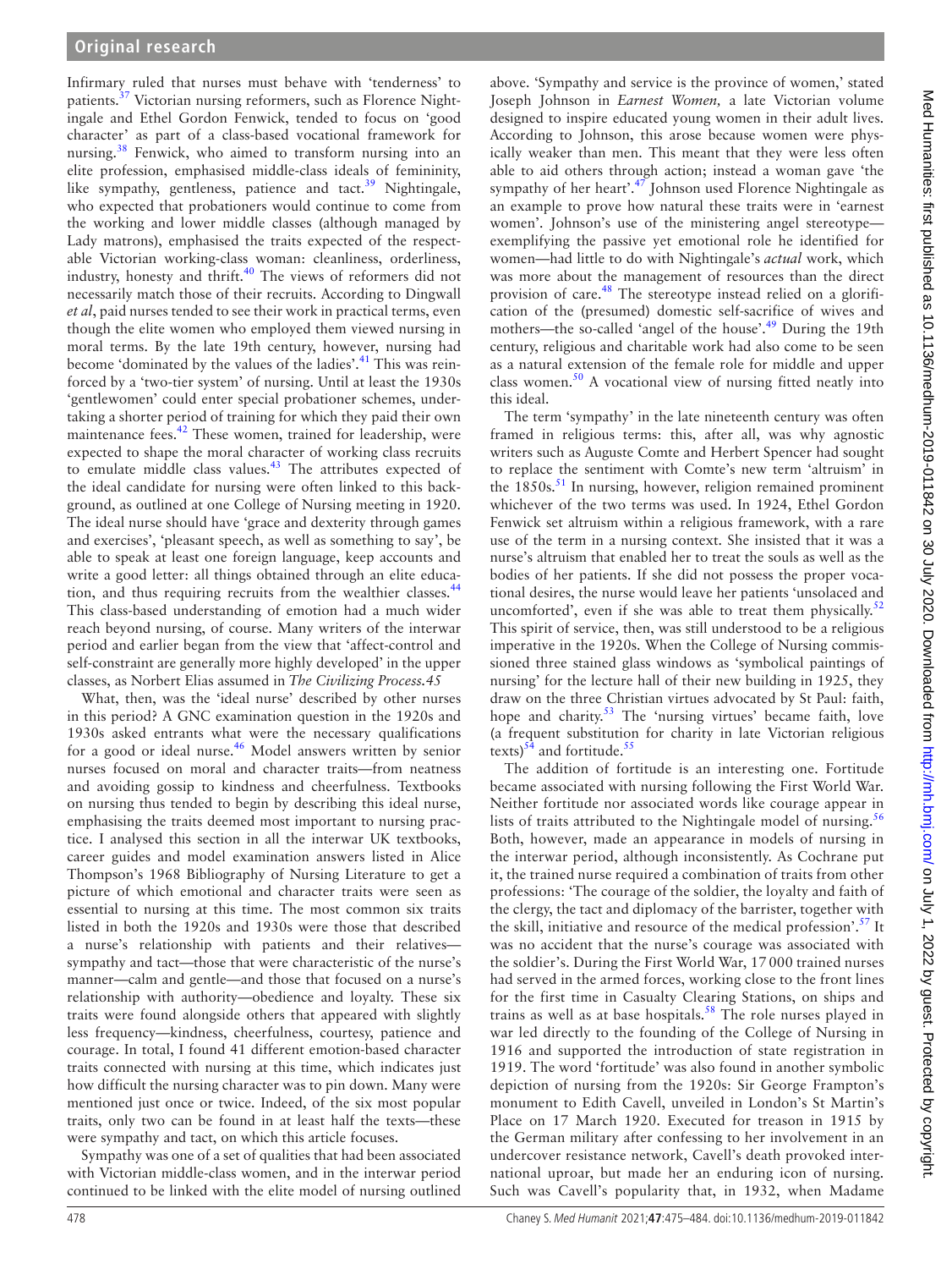Infirmary ruled that nurses must behave with 'tenderness' to patients.[37] Victorian nursing reformers, such as Florence Nightingale and Ethel Gordon Fenwick, tended to focus on 'good character' as part of a class-based vocational framework for nursing.[38] Fenwick, who aimed to transform nursing into an elite profession, emphasised middle-class ideals of femininity, like sympathy, gentleness, patience and tact.[39] Nightingale, who expected that probationers would continue to come from the working and lower middle classes (although managed by Lady matrons), emphasised the traits expected of the respectable Victorian working-class woman: cleanliness, orderliness, industry, honesty and thrift.[40] The views of reformers did not necessarily match those of their recruits. According to Dingwall *et al*, paid nurses tended to see their work in practical terms, even though the elite women who employed them viewed nursing in moral terms. By the late 19th century, however, nursing had become 'dominated by the values of the ladies'.[41] This was reinforced by a 'two-tier system' of nursing. Until at least the 1930s 'gentlewomen' could enter special probationer schemes, undertaking a shorter period of training for which they paid their own maintenance fees.[42] These women, trained for leadership, were expected to shape the moral character of working class recruits to emulate middle class values.[43] The attributes expected of the ideal candidate for nursing were often linked to this background, as outlined at one College of Nursing meeting in 1920. The ideal nurse should have 'grace and dexterity through games and exercises', 'pleasant speech, as well as something to say', be able to speak at least one foreign language, keep accounts and write a good letter: all things obtained through an elite education, and thus requiring recruits from the wealthier classes.[44] This class-based understanding of emotion had a much wider reach beyond nursing, of course. Many writers of the interwar period and earlier began from the view that 'affect-control and self-constraint are generally more highly developed' in the upper classes, as Norbert Elias assumed in *The Civilizing Process.45*

What, then, was the 'ideal nurse' described by other nurses in this period? A GNC examination question in the 1920s and 1930s asked entrants what were the necessary qualifications for a good or ideal nurse.[46] Model answers written by senior nurses focused on moral and character traits—from neatness and avoiding gossip to kindness and cheerfulness. Textbooks on nursing thus tended to begin by describing this ideal nurse, emphasising the traits deemed most important to nursing practice. I analysed this section in all the interwar UK textbooks, career guides and model examination answers listed in Alice Thompson's 1968 Bibliography of Nursing Literature to get a picture of which emotional and character traits were seen as essential to nursing at this time. The most common six traits listed in both the 1920s and 1930s were those that described a nurse's relationship with patients and their relatives—sympathy and tact—those that were characteristic of the nurse's manner—calm and gentle—and those that focused on a nurse's relationship with authority—obedience and loyalty. These six traits were found alongside others that appeared with slightly less frequency—kindness, cheerfulness, courtesy, patience and courage. In total, I found 41 different emotion-based character traits connected with nursing at this time, which indicates just how difficult the nursing character was to pin down. Many were mentioned just once or twice. Indeed, of the six most popular traits, only two can be found in at least half the texts—these were sympathy and tact, on which this article focuses.

Sympathy was one of a set of qualities that had been associated with Victorian middle-class women, and in the interwar period continued to be linked with the elite model of nursing outlined above. 'Sympathy and service is the province of women,' stated Joseph Johnson in *Earnest Women,* a late Victorian volume designed to inspire educated young women in their adult lives. According to Johnson, this arose because women were physically weaker than men. This meant that they were less often able to aid others through action; instead a woman gave 'the sympathy of her heart'.[47] Johnson used Florence Nightingale as an example to prove how natural these traits were in 'earnest women'. Johnson's use of the ministering angel stereotype—exemplifying the passive yet emotional role he identified for women—had little to do with Nightingale's *actual* work, which was more about the management of resources than the direct provision of care.[48] The stereotype instead relied on a glorification of the (presumed) domestic self-sacrifice of wives and mothers—the so-called 'angel of the house'.[49] During the 19th century, religious and charitable work had also come to be seen as a natural extension of the female role for middle and upper class women.[50] A vocational view of nursing fitted neatly into this ideal.

The term 'sympathy' in the late nineteenth century was often framed in religious terms: this, after all, was why agnostic writers such as Auguste Comte and Herbert Spencer had sought to replace the sentiment with Comte's new term 'altruism' in the 1850s.[51] In nursing, however, religion remained prominent whichever of the two terms was used. In 1924, Ethel Gordon Fenwick set altruism within a religious framework, with a rare use of the term in a nursing context. She insisted that it was a nurse's altruism that enabled her to treat the souls as well as the bodies of her patients. If she did not possess the proper vocational desires, the nurse would leave her patients 'unsolaced and uncomforted', even if she was able to treat them physically.[52] This spirit of service, then, was still understood to be a religious imperative in the 1920s. When the College of Nursing commissioned three stained glass windows as 'symbolical paintings of nursing' for the lecture hall of their new building in 1925, they draw on the three Christian virtues advocated by St Paul: faith, hope and charity.[53] The 'nursing virtues' became faith, love (a frequent substitution for charity in late Victorian religious texts)[54] and fortitude.[55]

The addition of fortitude is an interesting one. Fortitude became associated with nursing following the First World War. Neither fortitude nor associated words like courage appear in lists of traits attributed to the Nightingale model of nursing.[56] Both, however, made an appearance in models of nursing in the interwar period, although inconsistently. As Cochrane put it, the trained nurse required a combination of traits from other professions: 'The courage of the soldier, the loyalty and faith of the clergy, the tact and diplomacy of the barrister, together with the skill, initiative and resource of the medical profession'.[57] It was no accident that the nurse's courage was associated with the soldier's. During the First World War, 17 000 trained nurses had served in the armed forces, working close to the front lines for the first time in Casualty Clearing Stations, on ships and trains as well as at base hospitals.[58] The role nurses played in war led directly to the founding of the College of Nursing in 1916 and supported the introduction of state registration in 1919. The word 'fortitude' was also found in another symbolic depiction of nursing from the 1920s: Sir George Frampton's monument to Edith Cavell, unveiled in London's St Martin's Place on 17 March 1920. Executed for treason in 1915 by the German military after confessing to her involvement in an undercover resistance network, Cavell's death provoked international uproar, but made her an enduring icon of nursing. Such was Cavell's popularity that, in 1932, when Madame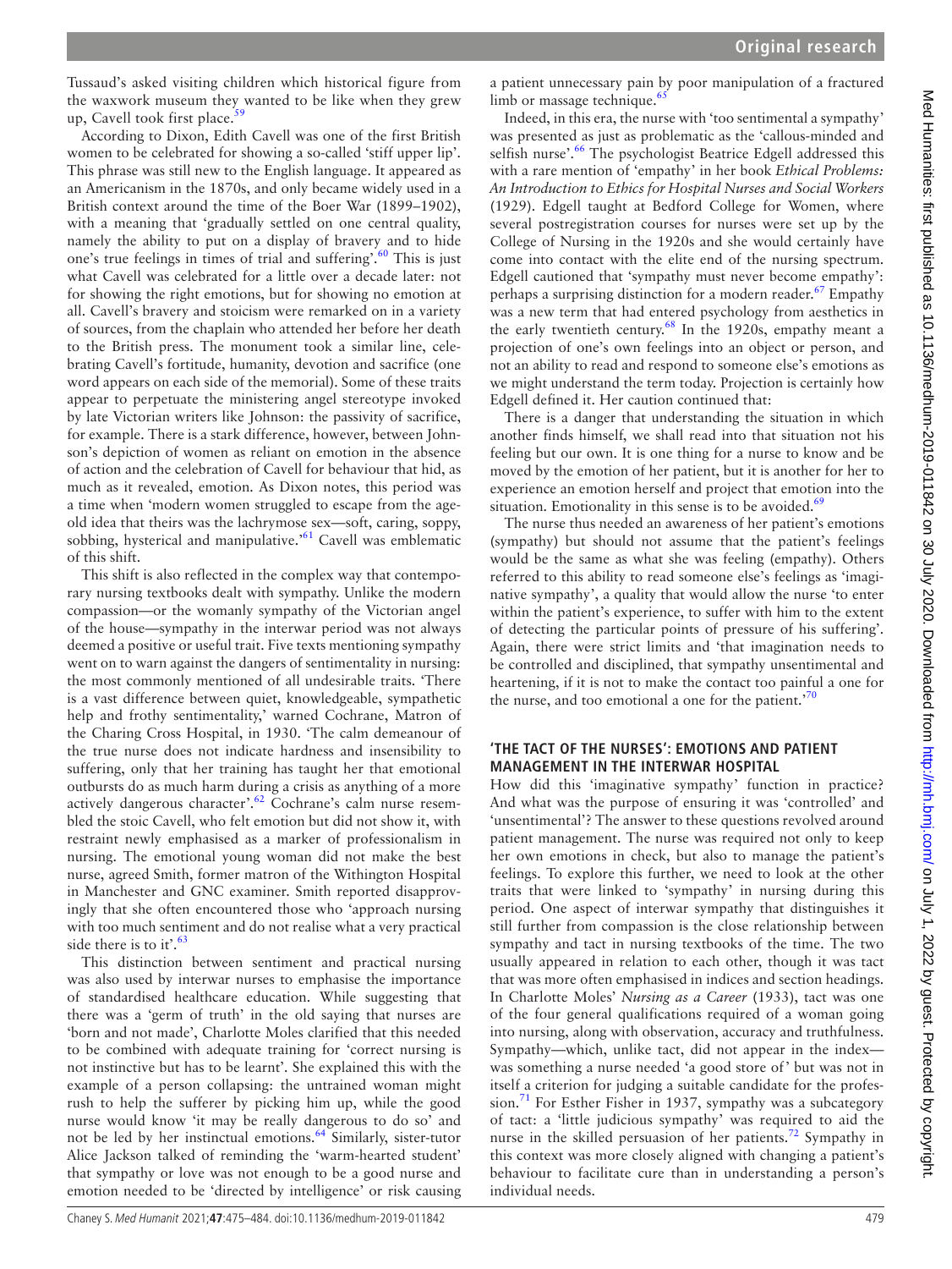Tussaud's asked visiting children which historical figure from the waxwork museum they wanted to be like when they grew up, Cavell took first place.[59]

According to Dixon, Edith Cavell was one of the first British women to be celebrated for showing a so-called 'stiff upper lip'. This phrase was still new to the English language. It appeared as an Americanism in the 1870s, and only became widely used in a British context around the time of the Boer War (1899–1902), with a meaning that 'gradually settled on one central quality, namely the ability to put on a display of bravery and to hide one's true feelings in times of trial and suffering'.[60] This is just what Cavell was celebrated for a little over a decade later: not for showing the right emotions, but for showing no emotion at all. Cavell's bravery and stoicism were remarked on in a variety of sources, from the chaplain who attended her before her death to the British press. The monument took a similar line, celebrating Cavell's fortitude, humanity, devotion and sacrifice (one word appears on each side of the memorial). Some of these traits appear to perpetuate the ministering angel stereotype invoked by late Victorian writers like Johnson: the passivity of sacrifice, for example. There is a stark difference, however, between Johnson's depiction of women as reliant on emotion in the absence of action and the celebration of Cavell for behaviour that hid, as much as it revealed, emotion. As Dixon notes, this period was a time when 'modern women struggled to escape from the age-old idea that theirs was the lachrymose sex—soft, caring, soppy, sobbing, hysterical and manipulative.'[61] Cavell was emblematic of this shift.

This shift is also reflected in the complex way that contemporary nursing textbooks dealt with sympathy. Unlike the modern compassion—or the womanly sympathy of the Victorian angel of the house—sympathy in the interwar period was not always deemed a positive or useful trait. Five texts mentioning sympathy went on to warn against the dangers of sentimentality in nursing: the most commonly mentioned of all undesirable traits. 'There is a vast difference between quiet, knowledgeable, sympathetic help and frothy sentimentality,' warned Cochrane, Matron of the Charing Cross Hospital, in 1930. 'The calm demeanour of the true nurse does not indicate hardness and insensibility to suffering, only that her training has taught her that emotional outbursts do as much harm during a crisis as anything of a more actively dangerous character'.[62] Cochrane's calm nurse resembled the stoic Cavell, who felt emotion but did not show it, with restraint newly emphasised as a marker of professionalism in nursing. The emotional young woman did not make the best nurse, agreed Smith, former matron of the Withington Hospital in Manchester and GNC examiner. Smith reported disapprovingly that she often encountered those who 'approach nursing with too much sentiment and do not realise what a very practical side there is to it'.[63]

This distinction between sentiment and practical nursing was also used by interwar nurses to emphasise the importance of standardised healthcare education. While suggesting that there was a 'germ of truth' in the old saying that nurses are 'born and not made', Charlotte Moles clarified that this needed to be combined with adequate training for 'correct nursing is not instinctive but has to be learnt'. She explained this with the example of a person collapsing: the untrained woman might rush to help the sufferer by picking him up, while the good nurse would know 'it may be really dangerous to do so' and not be led by her instinctual emotions.[64] Similarly, sister-tutor Alice Jackson talked of reminding the 'warm-hearted student' that sympathy or love was not enough to be a good nurse and emotion needed to be 'directed by intelligence' or risk causing a patient unnecessary pain by poor manipulation of a fractured limb or massage technique.[65]

Indeed, in this era, the nurse with 'too sentimental a sympathy' was presented as just as problematic as the 'callous-minded and selfish nurse'.[66] The psychologist Beatrice Edgell addressed this with a rare mention of 'empathy' in her book *Ethical Problems: An Introduction to Ethics for Hospital Nurses and Social Workers* (1929). Edgell taught at Bedford College for Women, where several postregistration courses for nurses were set up by the College of Nursing in the 1920s and she would certainly have come into contact with the elite end of the nursing spectrum. Edgell cautioned that 'sympathy must never become empathy': perhaps a surprising distinction for a modern reader.[67] Empathy was a new term that had entered psychology from aesthetics in the early twentieth century.[68] In the 1920s, empathy meant a projection of one's own feelings into an object or person, and not an ability to read and respond to someone else's emotions as we might understand the term today. Projection is certainly how Edgell defined it. Her caution continued that:

> There is a danger that understanding the situation in which another finds himself, we shall read into that situation not his feeling but our own. It is one thing for a nurse to know and be moved by the emotion of her patient, but it is another for her to experience an emotion herself and project that emotion into the situation. Emotionality in this sense is to be avoided.[69]

The nurse thus needed an awareness of her patient's emotions (sympathy) but should not assume that the patient's feelings would be the same as what she was feeling (empathy). Others referred to this ability to read someone else's feelings as 'imaginative sympathy', a quality that would allow the nurse 'to enter within the patient's experience, to suffer with him to the extent of detecting the particular points of pressure of his suffering'. Again, there were strict limits and 'that imagination needs to be controlled and disciplined, that sympathy unsentimental and heartening, if it is not to make the contact too painful a one for the nurse, and too emotional a one for the patient.'[70]

## 'THE TACT OF THE NURSES': EMOTIONS AND PATIENT MANAGEMENT IN THE INTERWAR HOSPITAL

How did this 'imaginative sympathy' function in practice? And what was the purpose of ensuring it was 'controlled' and 'unsentimental'? The answer to these questions revolved around patient management. The nurse was required not only to keep her own emotions in check, but also to manage the patient's feelings. To explore this further, we need to look at the other traits that were linked to 'sympathy' in nursing during this period. One aspect of interwar sympathy that distinguishes it still further from compassion is the close relationship between sympathy and tact in nursing textbooks of the time. The two usually appeared in relation to each other, though it was tact that was more often emphasised in indices and section headings. In Charlotte Moles' *Nursing as a Career* (1933), tact was one of the four general qualifications required of a woman going into nursing, along with observation, accuracy and truthfulness. Sympathy—which, unlike tact, did not appear in the index—was something a nurse needed 'a good store of' but was not in itself a criterion for judging a suitable candidate for the profession.[71] For Esther Fisher in 1937, sympathy was a subcategory of tact: a 'little judicious sympathy' was required to aid the nurse in the skilled persuasion of her patients.[72] Sympathy in this context was more closely aligned with changing a patient's behaviour to facilitate cure than in understanding a person's individual needs.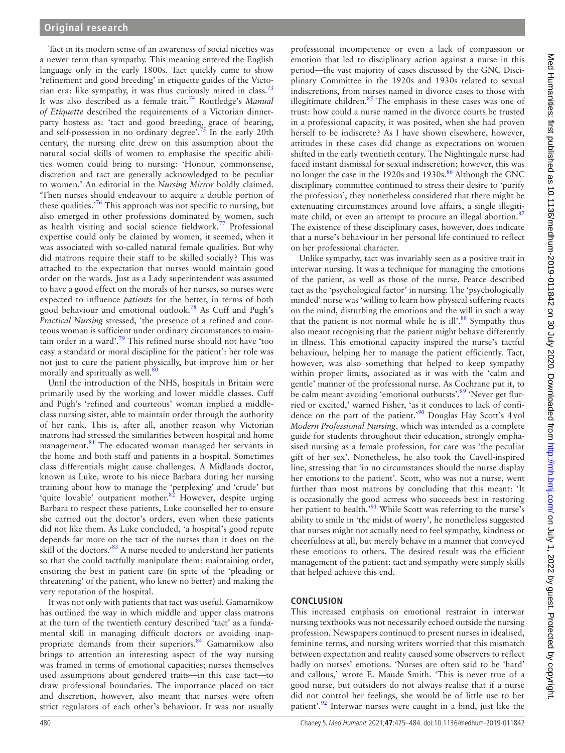Tact in its modern sense of an awareness of social niceties was a newer term than sympathy. This meaning entered the English language only in the early 1800s. Tact quickly came to show 'refinement and good breeding' in etiquette guides of the Victorian era: like sympathy, it was thus curiously mired in class.[73] It was also described as a female trait.[74] Routledge's *Manual of Etiquette* described the requirements of a Victorian dinner-party hostess as: 'tact and good breeding, grace of bearing, and self-possession in no ordinary degree'.[75] In the early 20th century, the nursing elite drew on this assumption about the natural social skills of women to emphasise the specific abilities women could bring to nursing: 'Honour, commonsense, discretion and tact are generally acknowledged to be peculiar to women.' An editorial in the *Nursing Mirror* boldly claimed. 'Then nurses should endeavour to acquire a double portion of these qualities.'[76] This approach was not specific to nursing, but also emerged in other professions dominated by women, such as health visiting and social science fieldwork.[77] Professional expertise could only be claimed by women, it seemed, when it was associated with so-called natural female qualities. But why did matrons require their staff to be skilled socially? This was attached to the expectation that nurses would maintain good order on the wards. Just as a Lady superintendent was assumed to have a good effect on the morals of her nurses, so nurses were expected to influence *patients* for the better, in terms of both good behaviour and emotional outlook.[78] As Cuff and Pugh's *Practical Nursing* stressed, 'the presence of a refined and courteous woman is sufficient under ordinary circumstances to maintain order in a ward'.[79] This refined nurse should not have 'too easy a standard or moral discipline for the patient': her role was not just to cure the patient physically, but improve him or her morally and spiritually as well.[80]

Until the introduction of the NHS, hospitals in Britain were primarily used by the working and lower middle classes. Cuff and Pugh's 'refined and courteous' woman implied a middle-class nursing sister, able to maintain order through the authority of her rank. This is, after all, another reason why Victorian matrons had stressed the similarities between hospital and home management.[81] The educated woman managed her servants in the home and both staff and patients in a hospital. Sometimes class differentials might cause challenges. A Midlands doctor, known as Luke, wrote to his niece Barbara during her nursing training about how to manage the 'perplexing' and 'crude' but 'quite lovable' outpatient mother.[82] However, despite urging Barbara to respect these patients, Luke counselled her to ensure she carried out the doctor's orders, even when these patients did not like them. As Luke concluded, 'a hospital's good repute depends far more on the tact of the nurses than it does on the skill of the doctors.'[83] A nurse needed to understand her patients so that she could tactfully manipulate them: maintaining order, ensuring the best in patient care (in spite of the 'pleading or threatening' of the patient, who knew no better) and making the very reputation of the hospital.

It was not only with patients that tact was useful. Gamarnikow has outlined the way in which middle and upper class matrons at the turn of the twentieth century described 'tact' as a fundamental skill in managing difficult doctors or avoiding inappropriate demands from their superiors.[84] Gamarnikow also brings to attention an interesting aspect of the way nursing was framed in terms of emotional capacities; nurses themselves used assumptions about gendered traits—in this case tact—to draw professional boundaries. The importance placed on tact and discretion, however, also meant that nurses were often strict regulators of each other's behaviour. It was not usually professional incompetence or even a lack of compassion or emotion that led to disciplinary action against a nurse in this period—the vast majority of cases discussed by the GNC Disciplinary Committee in the 1920s and 1930s related to sexual indiscretions, from nurses named in divorce cases to those with illegitimate children.[85] The emphasis in these cases was one of trust: how could a nurse named in the divorce courts be trusted in a professional capacity, it was posited, when she had proven herself to be indiscrete? As I have shown elsewhere, however, attitudes in these cases did change as expectations on women shifted in the early twentieth century. The Nightingale nurse had faced instant dismissal for sexual indiscretion; however, this was no longer the case in the 1920s and 1930s.[86] Although the GNC disciplinary committee continued to stress their desire to 'purify the profession', they nonetheless considered that there might be extenuating circumstances around love affairs, a single illegitimate child, or even an attempt to procure an illegal abortion.[87] The existence of these disciplinary cases, however, does indicate that a nurse's behaviour in her personal life continued to reflect on her professional character.

Unlike sympathy, tact was invariably seen as a positive trait in interwar nursing. It was a technique for managing the emotions of the patient, as well as those of the nurse. Pearce described tact as the 'psychological factor' in nursing. The 'psychologically minded' nurse was 'willing to learn how physical suffering reacts on the mind, disturbing the emotions and the will in such a way that the patient is not normal while he is ill'.[88] Sympathy thus also meant recognising that the patient might behave differently in illness. This emotional capacity inspired the nurse's tactful behaviour, helping her to manage the patient efficiently. Tact, however, was also something that helped to keep sympathy within proper limits, associated as it was with the 'calm and gentle' manner of the professional nurse. As Cochrane put it, to be calm meant avoiding 'emotional outbursts'.[89] 'Never get flurried or excited,' warned Fisher, 'as it conduces to lack of confidence on the part of the patient.'[90] Douglas Hay Scott's 4 vol *Modern Professional Nursing*, which was intended as a complete guide for students throughout their education, strongly emphasised nursing as a female profession, for care was 'the peculiar gift of her sex'. Nonetheless, he also took the Cavell-inspired line, stressing that 'in no circumstances should the nurse display her emotions to the patient'. Scott, who was not a nurse, went further than most matrons by concluding that this meant: 'It is occasionally the good actress who succeeds best in restoring her patient to health.'[91] While Scott was referring to the nurse's ability to smile in 'the midst of worry', he nonetheless suggested that nurses might not actually need to feel sympathy, kindness or cheerfulness at all, but merely behave in a manner that conveyed these emotions to others. The desired result was the efficient management of the patient: tact and sympathy were simply skills that helped achieve this end.

## CONCLUSION

This increased emphasis on emotional restraint in interwar nursing textbooks was not necessarily echoed outside the nursing profession. Newspapers continued to present nurses in idealised, feminine terms, and nursing writers worried that this mismatch between expectation and reality caused some observers to reflect badly on nurses' emotions. 'Nurses are often said to be 'hard' and callous,' wrote E. Maude Smith. 'This is never true of a good nurse, but outsiders do not always realise that if a nurse did not control her feelings, she would be of little use to her patient'.[92] Interwar nurses were caught in a bind, just like the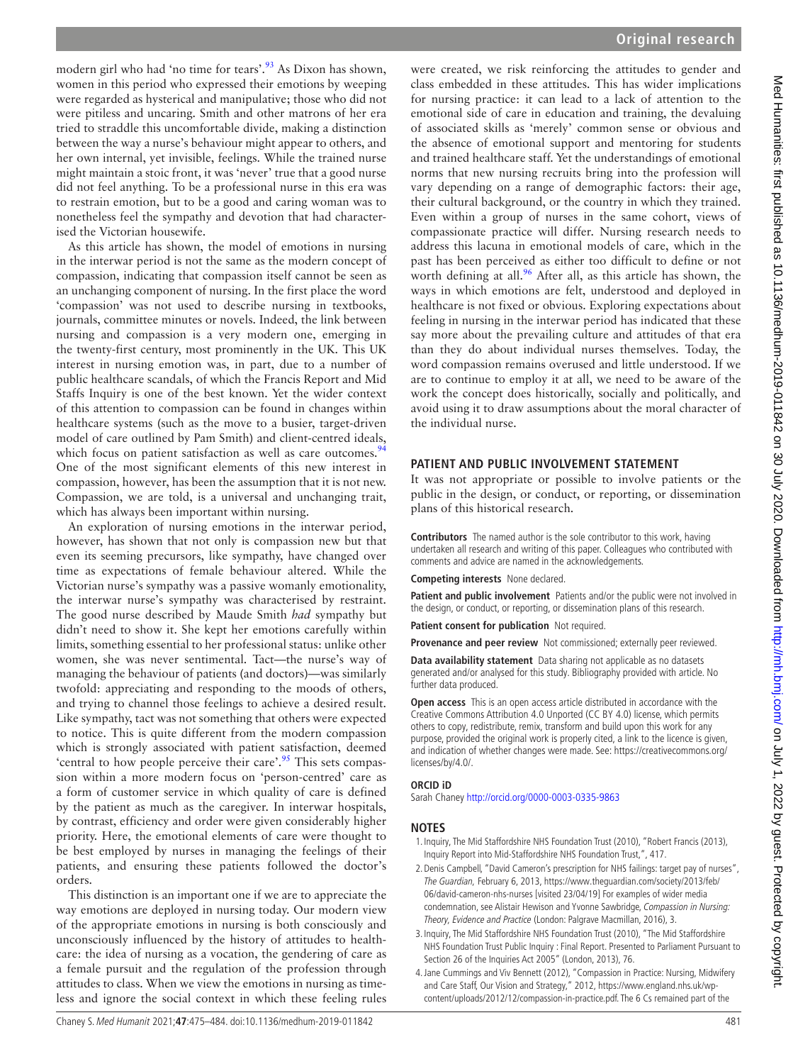modern girl who had 'no time for tears'.[93] As Dixon has shown, women in this period who expressed their emotions by weeping were regarded as hysterical and manipulative; those who did not were pitiless and uncaring. Smith and other matrons of her era tried to straddle this uncomfortable divide, making a distinction between the way a nurse's behaviour might appear to others, and her own internal, yet invisible, feelings. While the trained nurse might maintain a stoic front, it was 'never' true that a good nurse did not feel anything. To be a professional nurse in this era was to restrain emotion, but to be a good and caring woman was to nonetheless feel the sympathy and devotion that had characterised the Victorian housewife.

As this article has shown, the model of emotions in nursing in the interwar period is not the same as the modern concept of compassion, indicating that compassion itself cannot be seen as an unchanging component of nursing. In the first place the word 'compassion' was not used to describe nursing in textbooks, journals, committee minutes or novels. Indeed, the link between nursing and compassion is a very modern one, emerging in the twenty-first century, most prominently in the UK. This UK interest in nursing emotion was, in part, due to a number of public healthcare scandals, of which the Francis Report and Mid Staffs Inquiry is one of the best known. Yet the wider context of this attention to compassion can be found in changes within healthcare systems (such as the move to a busier, target-driven model of care outlined by Pam Smith) and client-centred ideals, which focus on patient satisfaction as well as care outcomes.[94] One of the most significant elements of this new interest in compassion, however, has been the assumption that it is not new. Compassion, we are told, is a universal and unchanging trait, which has always been important within nursing.

An exploration of nursing emotions in the interwar period, however, has shown that not only is compassion new but that even its seeming precursors, like sympathy, have changed over time as expectations of female behaviour altered. While the Victorian nurse's sympathy was a passive womanly emotionality, the interwar nurse's sympathy was characterised by restraint. The good nurse described by Maude Smith *had* sympathy but didn't need to show it. She kept her emotions carefully within limits, something essential to her professional status: unlike other women, she was never sentimental. Tact—the nurse's way of managing the behaviour of patients (and doctors)—was similarly twofold: appreciating and responding to the moods of others, and trying to channel those feelings to achieve a desired result. Like sympathy, tact was not something that others were expected to notice. This is quite different from the modern compassion which is strongly associated with patient satisfaction, deemed 'central to how people perceive their care'.[95] This sets compassion within a more modern focus on 'person-centred' care as a form of customer service in which quality of care is defined by the patient as much as the caregiver. In interwar hospitals, by contrast, efficiency and order were given considerably higher priority. Here, the emotional elements of care were thought to be best employed by nurses in managing the feelings of their patients, and ensuring these patients followed the doctor's orders.

This distinction is an important one if we are to appreciate the way emotions are deployed in nursing today. Our modern view of the appropriate emotions in nursing is both consciously and unconsciously influenced by the history of attitudes to healthcare: the idea of nursing as a vocation, the gendering of care as a female pursuit and the regulation of the profession through attitudes to class. When we view the emotions in nursing as timeless and ignore the social context in which these feeling rules were created, we risk reinforcing the attitudes to gender and class embedded in these attitudes. This has wider implications for nursing practice: it can lead to a lack of attention to the emotional side of care in education and training, the devaluing of associated skills as 'merely' common sense or obvious and the absence of emotional support and mentoring for students and trained healthcare staff. Yet the understandings of emotional norms that new nursing recruits bring into the profession will vary depending on a range of demographic factors: their age, their cultural background, or the country in which they trained. Even within a group of nurses in the same cohort, views of compassionate practice will differ. Nursing research needs to address this lacuna in emotional models of care, which in the past has been perceived as either too difficult to define or not worth defining at all.[96] After all, as this article has shown, the ways in which emotions are felt, understood and deployed in healthcare is not fixed or obvious. Exploring expectations about feeling in nursing in the interwar period has indicated that these say more about the prevailing culture and attitudes of that era than they do about individual nurses themselves. Today, the word compassion remains overused and little understood. If we are to continue to employ it at all, we need to be aware of the work the concept does historically, socially and politically, and avoid using it to draw assumptions about the moral character of the individual nurse.

## PATIENT AND PUBLIC INVOLVEMENT STATEMENT

It was not appropriate or possible to involve patients or the public in the design, or conduct, or reporting, or dissemination plans of this historical research.

**Contributors** The named author is the sole contributor to this work, having undertaken all research and writing of this paper. Colleagues who contributed with comments and advice are named in the acknowledgements.

**Competing interests** None declared.

**Patient and public involvement** Patients and/or the public were not involved in the design, or conduct, or reporting, or dissemination plans of this research.

**Patient consent for publication** Not required.

**Provenance and peer review** Not commissioned; externally peer reviewed.

**Data availability statement** Data sharing not applicable as no datasets generated and/or analysed for this study. Bibliography provided with article. No further data produced.

**Open access** This is an open access article distributed in accordance with the Creative Commons Attribution 4.0 Unported (CC BY 4.0) license, which permits others to copy, redistribute, remix, transform and build upon this work for any purpose, provided the original work is properly cited, a link to the licence is given, and indication of whether changes were made. See: https://creativecommons.org/licenses/by/4.0/.

**ORCID iD**

Sarah Chaney http://orcid.org/0000-0003-0335-9863

## NOTES

1. Inquiry, The Mid Staffordshire NHS Foundation Trust (2010), "Robert Francis (2013), Inquiry Report into Mid-Staffordshire NHS Foundation Trust,", 417.
2. Denis Campbell, "David Cameron's prescription for NHS failings: target pay of nurses", *The Guardian*, February 6, 2013, https://www.theguardian.com/society/2013/feb/06/david-cameron-nhs-nurses [visited 23/04/19] For examples of wider media condemnation, see Alistair Hewison and Yvonne Sawbridge, *Compassion in Nursing: Theory, Evidence and Practice* (London: Palgrave Macmillan, 2016), 3.
3. Inquiry, The Mid Staffordshire NHS Foundation Trust (2010), "The Mid Staffordshire NHS Foundation Trust Public Inquiry : Final Report. Presented to Parliament Pursuant to Section 26 of the Inquiries Act 2005" (London, 2013), 76.
4. Jane Cummings and Viv Bennett (2012), "Compassion in Practice: Nursing, Midwifery and Care Staff, Our Vision and Strategy," 2012, https://www.england.nhs.uk/wp-content/uploads/2012/12/compassion-in-practice.pdf. The 6 Cs remained part of the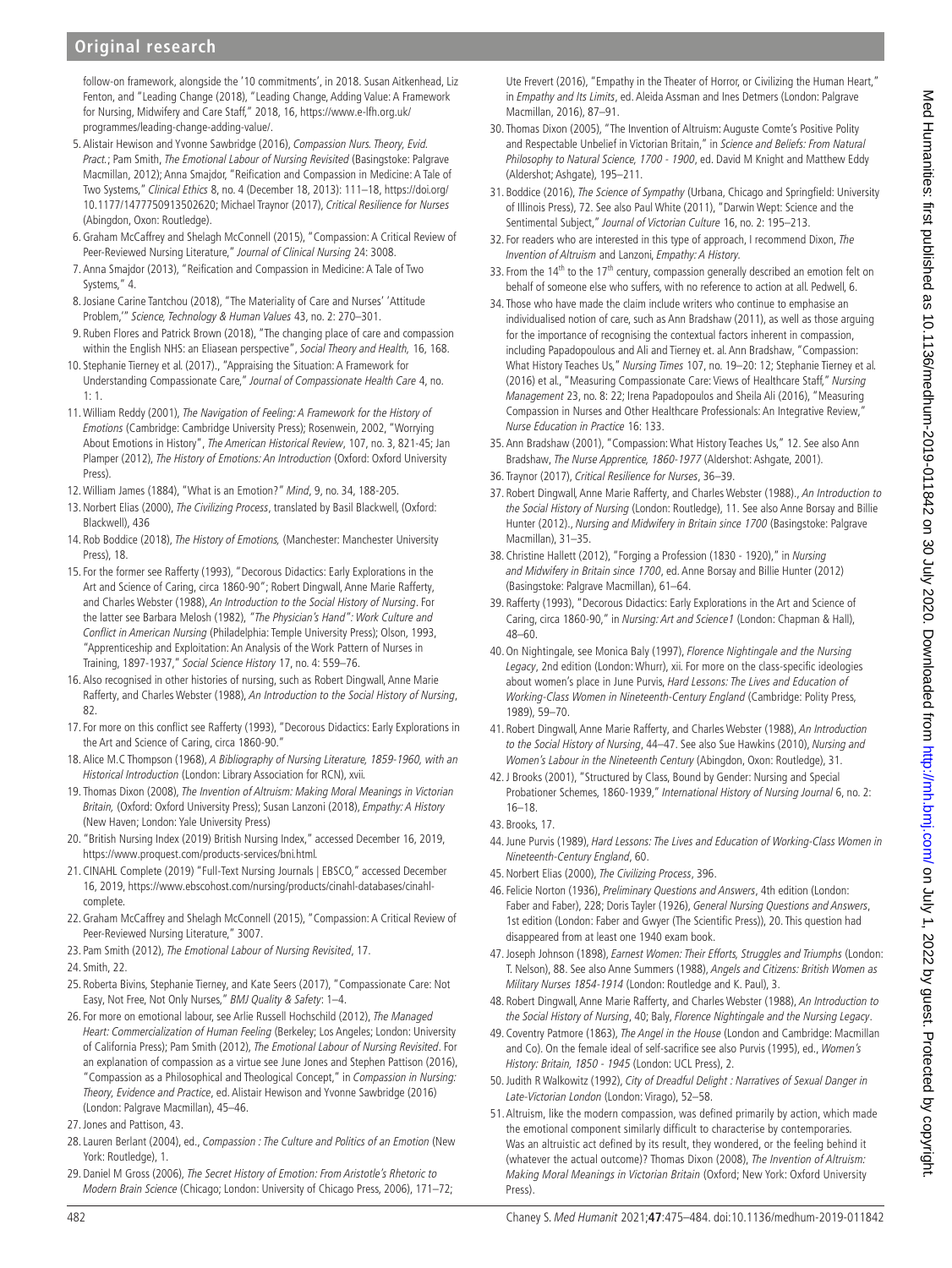follow-on framework, alongside the '10 commitments', in 2018. Susan Aitkenhead, Liz Fenton, and "Leading Change (2018), "Leading Change, Adding Value: A Framework for Nursing, Midwifery and Care Staff," 2018, 16, https://www.e-lfh.org.uk/programmes/leading-change-adding-value/.

5. Alistair Hewison and Yvonne Sawbridge (2016), *Compassion Nurs. Theory, Evid. Pract.*; Pam Smith, *The Emotional Labour of Nursing Revisited* (Basingstoke: Palgrave Macmillan, 2012); Anna Smajdor, "Reification and Compassion in Medicine: A Tale of Two Systems," *Clinical Ethics* 8, no. 4 (December 18, 2013): 111–18, https://doi.org/10.1177/1477750913502620; Michael Traynor (2017), *Critical Resilience for Nurses* (Abingdon, Oxon: Routledge).
6. Graham McCaffrey and Shelagh McConnell (2015), "Compassion: A Critical Review of Peer-Reviewed Nursing Literature," *Journal of Clinical Nursing* 24: 3008.
7. Anna Smajdor (2013), "Reification and Compassion in Medicine: A Tale of Two Systems," 4.
8. Josiane Carine Tantchou (2018), "The Materiality of Care and Nurses' 'Attitude Problem,'" *Science, Technology & Human Values* 43, no. 2: 270–301.
9. Ruben Flores and Patrick Brown (2018), "The changing place of care and compassion within the English NHS: an Eliasean perspective", *Social Theory and Health,* 16, 168.
10. Stephanie Tierney et al. (2017)., "Appraising the Situation: A Framework for Understanding Compassionate Care," *Journal of Compassionate Health Care* 4, no. 1: 1.
11. William Reddy (2001), *The Navigation of Feeling: A Framework for the History of Emotions* (Cambridge: Cambridge University Press); Rosenwein, 2002, "Worrying About Emotions in History", *The American Historical Review*, 107, no. 3, 821-45; Jan Plamper (2012), *The History of Emotions: An Introduction* (Oxford: Oxford University Press).
12. William James (1884), "What is an Emotion?" *Mind*, 9, no. 34, 188-205.
13. Norbert Elias (2000), *The Civilizing Process*, translated by Basil Blackwell, (Oxford: Blackwell), 436
14. Rob Boddice (2018), *The History of Emotions,* (Manchester: Manchester University Press), 18.
15. For the former see Rafferty (1993), "Decorous Didactics: Early Explorations in the Art and Science of Caring, circa 1860-90"; Robert Dingwall, Anne Marie Rafferty, and Charles Webster (1988), *An Introduction to the Social History of Nursing*. For the latter see Barbara Melosh (1982), *"The Physician's Hand": Work Culture and Conflict in American Nursing* (Philadelphia: Temple University Press); Olson, 1993, "Apprenticeship and Exploitation: An Analysis of the Work Pattern of Nurses in Training, 1897-1937," *Social Science History* 17, no. 4: 559–76.
16. Also recognised in other histories of nursing, such as Robert Dingwall, Anne Marie Rafferty, and Charles Webster (1988), *An Introduction to the Social History of Nursing*, 82.
17. For more on this conflict see Rafferty (1993), "Decorous Didactics: Early Explorations in the Art and Science of Caring, circa 1860-90."
18. Alice M.C Thompson (1968), *A Bibliography of Nursing Literature, 1859-1960, with an Historical Introduction* (London: Library Association for RCN), xvii.
19. Thomas Dixon (2008), *The Invention of Altruism: Making Moral Meanings in Victorian Britain,* (Oxford: Oxford University Press); Susan Lanzoni (2018), *Empathy: A History* (New Haven; London: Yale University Press)
20. "British Nursing Index (2019) British Nursing Index," accessed December 16, 2019, https://www.proquest.com/products-services/bni.html.
21. CINAHL Complete (2019) "Full-Text Nursing Journals | EBSCO," accessed December 16, 2019, https://www.ebscohost.com/nursing/products/cinahl-databases/cinahl-complete.
22. Graham McCaffrey and Shelagh McConnell (2015), "Compassion: A Critical Review of Peer-Reviewed Nursing Literature," 3007.
23. Pam Smith (2012), *The Emotional Labour of Nursing Revisited*, 17.
24. Smith, 22.
25. Roberta Bivins, Stephanie Tierney, and Kate Seers (2017), "Compassionate Care: Not Easy, Not Free, Not Only Nurses," *BMJ Quality & Safety*: 1–4.
26. For more on emotional labour, see Arlie Russell Hochschild (2012), *The Managed Heart: Commercialization of Human Feeling* (Berkeley; Los Angeles; London: University of California Press); Pam Smith (2012), *The Emotional Labour of Nursing Revisited*. For an explanation of compassion as a virtue see June Jones and Stephen Pattison (2016), "Compassion as a Philosophical and Theological Concept," in *Compassion in Nursing: Theory, Evidence and Practice*, ed. Alistair Hewison and Yvonne Sawbridge (2016) (London: Palgrave Macmillan), 45–46.
27. Jones and Pattison, 43.
28. Lauren Berlant (2004), ed., *Compassion : The Culture and Politics of an Emotion* (New York: Routledge), 1.
29. Daniel M Gross (2006), *The Secret History of Emotion: From Aristotle's Rhetoric to Modern Brain Science* (Chicago; London: University of Chicago Press, 2006), 171–72; Ute Frevert (2016), "Empathy in the Theater of Horror, or Civilizing the Human Heart," in *Empathy and Its Limits*, ed. Aleida Assman and Ines Detmers (London: Palgrave Macmillan, 2016), 87–91.
30. Thomas Dixon (2005), "The Invention of Altruism: Auguste Comte's Positive Polity and Respectable Unbelief in Victorian Britain," in *Science and Beliefs: From Natural Philosophy to Natural Science, 1700 - 1900*, ed. David M Knight and Matthew Eddy (Aldershot; Ashgate), 195–211.
31. Boddice (2016), *The Science of Sympathy* (Urbana, Chicago and Springfield: University of Illinois Press), 72. See also Paul White (2011), "Darwin Wept: Science and the Sentimental Subject," *Journal of Victorian Culture* 16, no. 2: 195–213.
32. For readers who are interested in this type of approach, I recommend Dixon, *The Invention of Altruism* and Lanzoni, *Empathy: A History*.
33. From the 14th to the 17th century, compassion generally described an emotion felt on behalf of someone else who suffers, with no reference to action at all. Pedwell, 6.
34. Those who have made the claim include writers who continue to emphasise an individualised notion of care, such as Ann Bradshaw (2011), as well as those arguing for the importance of recognising the contextual factors inherent in compassion, including Papadopoulous and Ali and Tierney et. al. Ann Bradshaw, "Compassion: What History Teaches Us," *Nursing Times* 107, no. 19–20: 12; Stephanie Tierney et al. (2016) et al., "Measuring Compassionate Care: Views of Healthcare Staff," *Nursing Management* 23, no. 8: 22; Irena Papadopoulos and Sheila Ali (2016), "Measuring Compassion in Nurses and Other Healthcare Professionals: An Integrative Review," *Nurse Education in Practice* 16: 133.
35. Ann Bradshaw (2001), "Compassion: What History Teaches Us," 12. See also Ann Bradshaw, *The Nurse Apprentice, 1860-1977* (Aldershot: Ashgate, 2001).
36. Traynor (2017), *Critical Resilience for Nurses*, 36–39.
37. Robert Dingwall, Anne Marie Rafferty, and Charles Webster (1988)., *An Introduction to the Social History of Nursing* (London: Routledge), 11. See also Anne Borsay and Billie Hunter (2012)., *Nursing and Midwifery in Britain since 1700* (Basingstoke: Palgrave Macmillan), 31–35.
38. Christine Hallett (2012), "Forging a Profession (1830 - 1920)," in *Nursing and Midwifery in Britain since 1700*, ed. Anne Borsay and Billie Hunter (2012) (Basingstoke: Palgrave Macmillan), 61–64.
39. Rafferty (1993), "Decorous Didactics: Early Explorations in the Art and Science of Caring, circa 1860-90," in *Nursing: Art and Science1* (London: Chapman & Hall), 48–60.
40. On Nightingale, see Monica Baly (1997), *Florence Nightingale and the Nursing Legacy*, 2nd edition (London: Whurr), xii. For more on the class-specific ideologies about women's place in June Purvis, *Hard Lessons: The Lives and Education of Working-Class Women in Nineteenth-Century England* (Cambridge: Polity Press, 1989), 59–70.
41. Robert Dingwall, Anne Marie Rafferty, and Charles Webster (1988), *An Introduction to the Social History of Nursing*, 44–47. See also Sue Hawkins (2010), *Nursing and Women's Labour in the Nineteenth Century* (Abingdon, Oxon: Routledge), 31.
42. J Brooks (2001), "Structured by Class, Bound by Gender: Nursing and Special Probationer Schemes, 1860-1939," *International History of Nursing Journal* 6, no. 2: 16–18.
43. Brooks, 17.
44. June Purvis (1989), *Hard Lessons: The Lives and Education of Working-Class Women in Nineteenth-Century England*, 60.
45. Norbert Elias (2000), *The Civilizing Process*, 396.
46. Felicie Norton (1936), *Preliminary Questions and Answers*, 4th edition (London: Faber and Faber), 228; Doris Tayler (1926), *General Nursing Questions and Answers*, 1st edition (London: Faber and Gwyer (The Scientific Press)), 20. This question had disappeared from at least one 1940 exam book.
47. Joseph Johnson (1898), *Earnest Women: Their Efforts, Struggles and Triumphs* (London: T. Nelson), 88. See also Anne Summers (1988), *Angels and Citizens: British Women as Military Nurses 1854-1914* (London: Routledge and K. Paul), 3.
48. Robert Dingwall, Anne Marie Rafferty, and Charles Webster (1988), *An Introduction to the Social History of Nursing*, 40; Baly, *Florence Nightingale and the Nursing Legacy*.
49. Coventry Patmore (1863), *The Angel in the House* (London and Cambridge: Macmillan and Co). On the female ideal of self-sacrifice see also Purvis (1995), ed., *Women's History: Britain, 1850 - 1945* (London: UCL Press), 2.
50. Judith R Walkowitz (1992), *City of Dreadful Delight : Narratives of Sexual Danger in Late-Victorian London* (London: Virago), 52–58.
51. Altruism, like the modern compassion, was defined primarily by action, which made the emotional component similarly difficult to characterise by contemporaries. Was an altruistic act defined by its result, they wondered, or the feeling behind it (whatever the actual outcome)? Thomas Dixon (2008), *The Invention of Altruism: Making Moral Meanings in Victorian Britain* (Oxford; New York: Oxford University Press).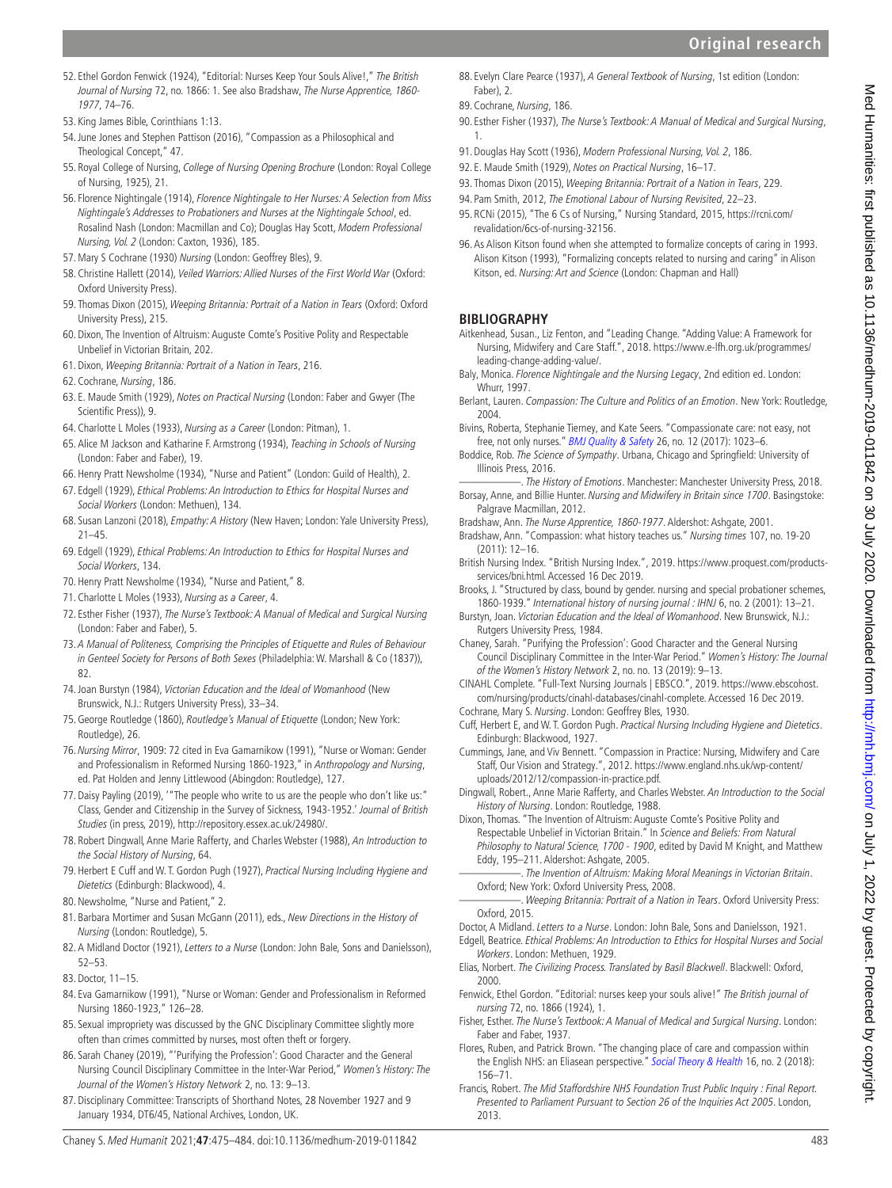52. Ethel Gordon Fenwick (1924), "Editorial: Nurses Keep Your Souls Alive!," *The British Journal of Nursing* 72, no. 1866: 1. See also Bradshaw, *The Nurse Apprentice, 1860-1977*, 74–76.
53. King James Bible, Corinthians 1:13.
54. June Jones and Stephen Pattison (2016), "Compassion as a Philosophical and Theological Concept," 47.
55. Royal College of Nursing, *College of Nursing Opening Brochure* (London: Royal College of Nursing, 1925), 21.
56. Florence Nightingale (1914), *Florence Nightingale to Her Nurses: A Selection from Miss Nightingale's Addresses to Probationers and Nurses at the Nightingale School*, ed. Rosalind Nash (London: Macmillan and Co); Douglas Hay Scott, *Modern Professional Nursing, Vol. 2* (London: Caxton, 1936), 185.
57. Mary S Cochrane (1930) *Nursing* (London: Geoffrey Bles), 9.
58. Christine Hallett (2014), *Veiled Warriors: Allied Nurses of the First World War* (Oxford: Oxford University Press).
59. Thomas Dixon (2015), *Weeping Britannia: Portrait of a Nation in Tears* (Oxford: Oxford University Press), 215.
60. Dixon, The Invention of Altruism: Auguste Comte's Positive Polity and Respectable Unbelief in Victorian Britain, 202.
61. Dixon, *Weeping Britannia: Portrait of a Nation in Tears*, 216.
62. Cochrane, *Nursing*, 186.
63. E. Maude Smith (1929), *Notes on Practical Nursing* (London: Faber and Gwyer (The Scientific Press)), 9.
64. Charlotte L Moles (1933), *Nursing as a Career* (London: Pitman), 1.
65. Alice M Jackson and Katharine F. Armstrong (1934), *Teaching in Schools of Nursing* (London: Faber and Faber), 19.
66. Henry Pratt Newsholme (1934), "Nurse and Patient" (London: Guild of Health), 2.
67. Edgell (1929), *Ethical Problems: An Introduction to Ethics for Hospital Nurses and Social Workers* (London: Methuen), 134.
68. Susan Lanzoni (2018), *Empathy: A History* (New Haven; London: Yale University Press), 21–45.
69. Edgell (1929), *Ethical Problems: An Introduction to Ethics for Hospital Nurses and Social Workers*, 134.
70. Henry Pratt Newsholme (1934), "Nurse and Patient," 8.
71. Charlotte L Moles (1933), *Nursing as a Career*, 4.
72. Esther Fisher (1937), *The Nurse's Textbook: A Manual of Medical and Surgical Nursing* (London: Faber and Faber), 5.
73. *A Manual of Politeness, Comprising the Principles of Etiquette and Rules of Behaviour in Genteel Society for Persons of Both Sexes* (Philadelphia: W. Marshall & Co (1837)), 82.
74. Joan Burstyn (1984), *Victorian Education and the Ideal of Womanhood* (New Brunswick, N.J.: Rutgers University Press), 33–34.
75. George Routledge (1860), *Routledge's Manual of Etiquette* (London; New York: Routledge), 26.
76. *Nursing Mirror*, 1909: 72 cited in Eva Gamarnikow (1991), "Nurse or Woman: Gender and Professionalism in Reformed Nursing 1860-1923," in *Anthropology and Nursing*, ed. Pat Holden and Jenny Littlewood (Abingdon: Routledge), 127.
77. Daisy Payling (2019), '"The people who write to us are the people who don't like us:" Class, Gender and Citizenship in the Survey of Sickness, 1943-1952.' *Journal of British Studies* (in press, 2019), http://repository.essex.ac.uk/24980/.
78. Robert Dingwall, Anne Marie Rafferty, and Charles Webster (1988), *An Introduction to the Social History of Nursing*, 64.
79. Herbert E Cuff and W. T. Gordon Pugh (1927), *Practical Nursing Including Hygiene and Dietetics* (Edinburgh: Blackwood), 4.
80. Newsholme, "Nurse and Patient," 2.
81. Barbara Mortimer and Susan McGann (2011), eds., *New Directions in the History of Nursing* (London: Routledge), 5.
82. A Midland Doctor (1921), *Letters to a Nurse* (London: John Bale, Sons and Danielsson), 52–53.
83. Doctor, 11–15.
84. Eva Gamarnikow (1991), "Nurse or Woman: Gender and Professionalism in Reformed Nursing 1860-1923," 126–28.
85. Sexual impropriety was discussed by the GNC Disciplinary Committee slightly more often than crimes committed by nurses, most often theft or forgery.
86. Sarah Chaney (2019), "'Purifying the Profession': Good Character and the General Nursing Council Disciplinary Committee in the Inter-War Period," *Women's History: The Journal of the Women's History Network* 2, no. 13: 9–13.
87. Disciplinary Committee: Transcripts of Shorthand Notes, 28 November 1927 and 9 January 1934, DT6/45, National Archives, London, UK.
88. Evelyn Clare Pearce (1937), *A General Textbook of Nursing*, 1st edition (London: Faber), 2.
89. Cochrane, *Nursing*, 186.
90. Esther Fisher (1937), *The Nurse's Textbook: A Manual of Medical and Surgical Nursing*, 1.
91. Douglas Hay Scott (1936), *Modern Professional Nursing, Vol. 2*, 186.
92. E. Maude Smith (1929), *Notes on Practical Nursing*, 16–17.
93. Thomas Dixon (2015), *Weeping Britannia: Portrait of a Nation in Tears*, 229.
94. Pam Smith, 2012, *The Emotional Labour of Nursing Revisited*, 22–23.
95. RCNi (2015), "The 6 Cs of Nursing," Nursing Standard, 2015, https://rcni.com/revalidation/6cs-of-nursing-32156.
96. As Alison Kitson found when she attempted to formalize concepts of caring in 1993. Alison Kitson (1993), "Formalizing concepts related to nursing and caring" in Alison Kitson, ed. *Nursing: Art and Science* (London: Chapman and Hall)

## BIBLIOGRAPHY

Aitkenhead, Susan., Liz Fenton, and "Leading Change. "Adding Value: A Framework for Nursing, Midwifery and Care Staff.", 2018. https://www.e-lfh.org.uk/programmes/leading-change-adding-value/.

Baly, Monica. *Florence Nightingale and the Nursing Legacy*, 2nd edition ed. London: Whurr, 1997.

Berlant, Lauren. *Compassion: The Culture and Politics of an Emotion*. New York: Routledge, 2004.

Bivins, Roberta, Stephanie Tierney, and Kate Seers. "Compassionate care: not easy, not free, not only nurses." *BMJ Quality & Safety* 26, no. 12 (2017): 1023–6.

Boddice, Rob. *The Science of Sympathy*. Urbana, Chicago and Springfield: University of Illinois Press, 2016.

———. *The History of Emotions*. Manchester: Manchester University Press, 2018.

Borsay, Anne, and Billie Hunter. *Nursing and Midwifery in Britain since 1700*. Basingstoke: Palgrave Macmillan, 2012.

Bradshaw, Ann. *The Nurse Apprentice, 1860-1977*. Aldershot: Ashgate, 2001.

Bradshaw, Ann. "Compassion: what history teaches us." *Nursing times* 107, no. 19-20 (2011): 12–16.

British Nursing Index. "British Nursing Index.", 2019. https://www.proquest.com/products-services/bni.html. Accessed 16 Dec 2019.

Brooks, J. "Structured by class, bound by gender. nursing and special probationer schemes, 1860-1939." *International history of nursing journal : IHNJ* 6, no. 2 (2001): 13–21.

Burstyn, Joan. *Victorian Education and the Ideal of Womanhood*. New Brunswick, N.J.: Rutgers University Press, 1984.

Chaney, Sarah. "Purifying the Profession': Good Character and the General Nursing Council Disciplinary Committee in the Inter-War Period." *Women's History: The Journal of the Women's History Network* 2, no. no. 13 (2019): 9–13.

CINAHL Complete. "Full-Text Nursing Journals | EBSCO.", 2019. https://www.ebscohost.com/nursing/products/cinahl-databases/cinahl-complete. Accessed 16 Dec 2019.

Cochrane, Mary S. *Nursing*. London: Geoffrey Bles, 1930.

Cuff, Herbert E, and W. T. Gordon Pugh. *Practical Nursing Including Hygiene and Dietetics*. Edinburgh: Blackwood, 1927.

Cummings, Jane, and Viv Bennett. "Compassion in Practice: Nursing, Midwifery and Care Staff, Our Vision and Strategy.", 2012. https://www.england.nhs.uk/wp-content/uploads/2012/12/compassion-in-practice.pdf.

Dingwall, Robert., Anne Marie Rafferty, and Charles Webster. *An Introduction to the Social History of Nursing*. London: Routledge, 1988.

Dixon, Thomas. "The Invention of Altruism: Auguste Comte's Positive Polity and Respectable Unbelief in Victorian Britain." In *Science and Beliefs: From Natural Philosophy to Natural Science, 1700 - 1900*, edited by David M Knight, and Matthew Eddy, 195–211. Aldershot: Ashgate, 2005.

———. *The Invention of Altruism: Making Moral Meanings in Victorian Britain*. Oxford; New York: Oxford University Press, 2008.

———. *Weeping Britannia: Portrait of a Nation in Tears*. Oxford University Press: Oxford, 2015.

Doctor, A Midland. *Letters to a Nurse*. London: John Bale, Sons and Danielsson, 1921.

Edgell, Beatrice. *Ethical Problems: An Introduction to Ethics for Hospital Nurses and Social Workers*. London: Methuen, 1929.

Elias, Norbert. *The Civilizing Process. Translated by Basil Blackwell*. Blackwell: Oxford, 2000.

Fenwick, Ethel Gordon. "Editorial: nurses keep your souls alive!" *The British journal of nursing* 72, no. 1866 (1924), 1.

Fisher, Esther. *The Nurse's Textbook: A Manual of Medical and Surgical Nursing*. London: Faber and Faber, 1937.

Flores, Ruben, and Patrick Brown. "The changing place of care and compassion within the English NHS: an Eliasean perspective." *Social Theory & Health* 16, no. 2 (2018): 156–71.

Francis, Robert. *The Mid Staffordshire NHS Foundation Trust Public Inquiry : Final Report. Presented to Parliament Pursuant to Section 26 of the Inquiries Act 2005*. London, 2013.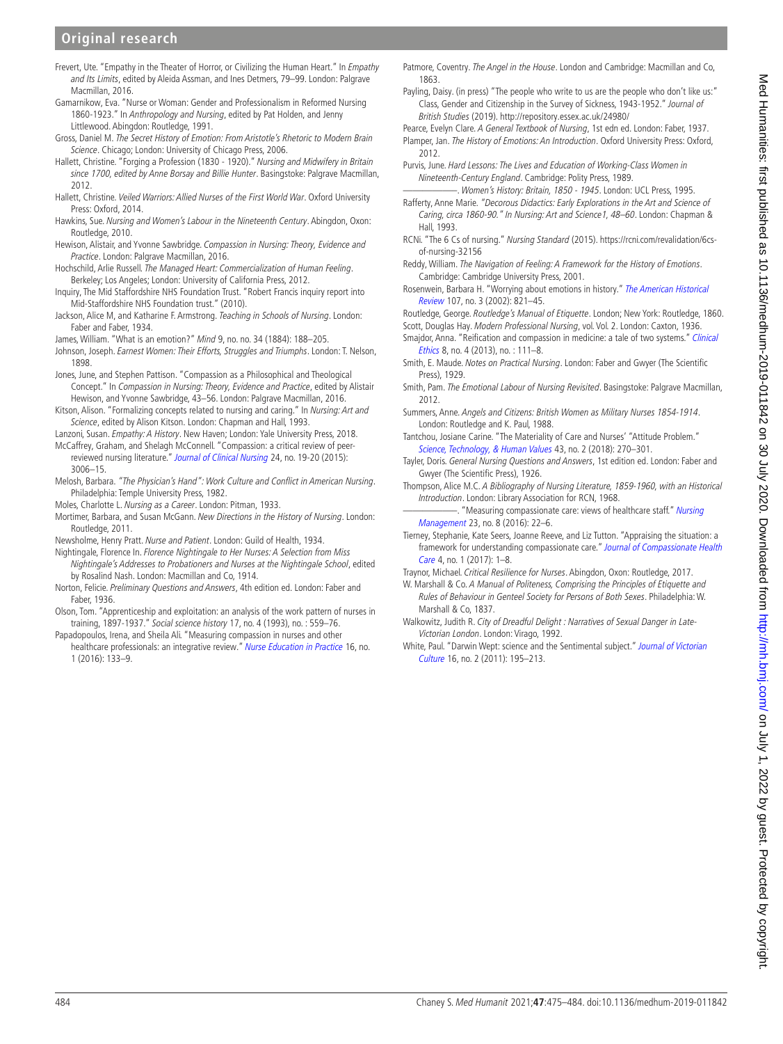Frevert, Ute. "Empathy in the Theater of Horror, or Civilizing the Human Heart." In *Empathy and Its Limits*, edited by Aleida Assman, and Ines Detmers, 79–99. London: Palgrave Macmillan, 2016.

Gamarnikow, Eva. "Nurse or Woman: Gender and Professionalism in Reformed Nursing 1860-1923." In *Anthropology and Nursing*, edited by Pat Holden, and Jenny Littlewood. Abingdon: Routledge, 1991.

Gross, Daniel M. *The Secret History of Emotion: From Aristotle's Rhetoric to Modern Brain Science*. Chicago; London: University of Chicago Press, 2006.

Hallett, Christine. "Forging a Profession (1830 - 1920)." *Nursing and Midwifery in Britain since 1700, edited by Anne Borsay and Billie Hunter*. Basingstoke: Palgrave Macmillan, 2012.

Hallett, Christine. *Veiled Warriors: Allied Nurses of the First World War*. Oxford University Press: Oxford, 2014.

Hawkins, Sue. *Nursing and Women's Labour in the Nineteenth Century*. Abingdon, Oxon: Routledge, 2010.

Hewison, Alistair, and Yvonne Sawbridge. *Compassion in Nursing: Theory, Evidence and Practice*. London: Palgrave Macmillan, 2016.

Hochschild, Arlie Russell. *The Managed Heart: Commercialization of Human Feeling*. Berkeley; Los Angeles; London: University of California Press, 2012.

Inquiry, The Mid Staffordshire NHS Foundation Trust. "Robert Francis inquiry report into Mid-Staffordshire NHS Foundation trust." (2010).

Jackson, Alice M, and Katharine F. Armstrong. *Teaching in Schools of Nursing*. London: Faber and Faber, 1934.

James, William. "What is an emotion?" *Mind* 9, no. no. 34 (1884): 188–205.

Johnson, Joseph. *Earnest Women: Their Efforts, Struggles and Triumphs*. London: T. Nelson, 1898.

Jones, June, and Stephen Pattison. "Compassion as a Philosophical and Theological Concept." In *Compassion in Nursing: Theory, Evidence and Practice*, edited by Alistair Hewison, and Yvonne Sawbridge, 43–56. London: Palgrave Macmillan, 2016.

Kitson, Alison. "Formalizing concepts related to nursing and caring." In *Nursing: Art and Science*, edited by Alison Kitson. London: Chapman and Hall, 1993.

Lanzoni, Susan. *Empathy: A History*. New Haven; London: Yale University Press, 2018.

McCaffrey, Graham, and Shelagh McConnell. "Compassion: a critical review of peer-reviewed nursing literature." *Journal of Clinical Nursing* 24, no. 19-20 (2015): 3006–15.

Melosh, Barbara. *"The Physician's Hand": Work Culture and Conflict in American Nursing*. Philadelphia: Temple University Press, 1982.

Moles, Charlotte L. *Nursing as a Career*. London: Pitman, 1933.

Mortimer, Barbara, and Susan McGann. *New Directions in the History of Nursing*. London: Routledge, 2011.

Newsholme, Henry Pratt. *Nurse and Patient*. London: Guild of Health, 1934.

Nightingale, Florence In. *Florence Nightingale to Her Nurses: A Selection from Miss Nightingale's Addresses to Probationers and Nurses at the Nightingale School*, edited by Rosalind Nash. London: Macmillan and Co, 1914.

Norton, Felicie. *Preliminary Questions and Answers*, 4th edition ed. London: Faber and Faber, 1936.

Olson, Tom. "Apprenticeship and exploitation: an analysis of the work pattern of nurses in training, 1897-1937." *Social science history* 17, no. 4 (1993), no. : 559–76.

Papadopoulos, Irena, and Sheila Ali. "Measuring compassion in nurses and other healthcare professionals: an integrative review." *Nurse Education in Practice* 16, no. 1 (2016): 133–9.

Patmore, Coventry. *The Angel in the House*. London and Cambridge: Macmillan and Co, 1863.

Payling, Daisy. (in press) "The people who write to us are the people who don't like us:" Class, Gender and Citizenship in the Survey of Sickness, 1943-1952." *Journal of British Studies* (2019). http://repository.essex.ac.uk/24980/

Pearce, Evelyn Clare. *A General Textbook of Nursing*, 1st edn ed. London: Faber, 1937.

Plamper, Jan. *The History of Emotions: An Introduction*. Oxford University Press: Oxford, 2012.

Purvis, June. *Hard Lessons: The Lives and Education of Working-Class Women in Nineteenth-Century England*. Cambridge: Polity Press, 1989.

———. *Women's History: Britain, 1850 - 1945*. London: UCL Press, 1995.

Rafferty, Anne Marie. *"Decorous Didactics: Early Explorations in the Art and Science of Caring, circa 1860-90." In Nursing: Art and Science1, 48–60*. London: Chapman & Hall, 1993.

RCNi. "The 6 Cs of nursing." *Nursing Standard* (2015). https://rcni.com/revalidation/6cs-of-nursing-32156

Reddy, William. *The Navigation of Feeling: A Framework for the History of Emotions*. Cambridge: Cambridge University Press, 2001.

Rosenwein, Barbara H. "Worrying about emotions in history." *The American Historical Review* 107, no. 3 (2002): 821–45.

Routledge, George. *Routledge's Manual of Etiquette*. London; New York: Routledge, 1860.

Scott, Douglas Hay. *Modern Professional Nursing*, vol. Vol. 2. London: Caxton, 1936.

Smajdor, Anna. "Reification and compassion in medicine: a tale of two systems." *Clinical Ethics* 8, no. 4 (2013), no. : 111–8.

Smith, E. Maude. *Notes on Practical Nursing*. London: Faber and Gwyer (The Scientific Press), 1929.

Smith, Pam. *The Emotional Labour of Nursing Revisited*. Basingstoke: Palgrave Macmillan, 2012.

Summers, Anne. *Angels and Citizens: British Women as Military Nurses 1854-1914*. London: Routledge and K. Paul, 1988.

Tantchou, Josiane Carine. "The Materiality of Care and Nurses' "Attitude Problem." *Science, Technology, & Human Values* 43, no. 2 (2018): 270–301.

Tayler, Doris. *General Nursing Questions and Answers*, 1st edition ed. London: Faber and Gwyer (The Scientific Press), 1926.

Thompson, Alice M.C. *A Bibliography of Nursing Literature, 1859-1960, with an Historical Introduction*. London: Library Association for RCN, 1968.

———. "Measuring compassionate care: views of healthcare staff." *Nursing Management* 23, no. 8 (2016): 22–6.

Tierney, Stephanie, Kate Seers, Joanne Reeve, and Liz Tutton. "Appraising the situation: a framework for understanding compassionate care." *Journal of Compassionate Health Care* 4, no. 1 (2017): 1–8.

Traynor, Michael. *Critical Resilience for Nurses*. Abingdon, Oxon: Routledge, 2017.

W. Marshall & Co. *A Manual of Politeness, Comprising the Principles of Etiquette and Rules of Behaviour in Genteel Society for Persons of Both Sexes*. Philadelphia: W. Marshall & Co, 1837.

Walkowitz, Judith R. *City of Dreadful Delight : Narratives of Sexual Danger in Late-Victorian London*. London: Virago, 1992.

White, Paul. "Darwin Wept: science and the Sentimental subject." *Journal of Victorian Culture* 16, no. 2 (2011): 195–213.